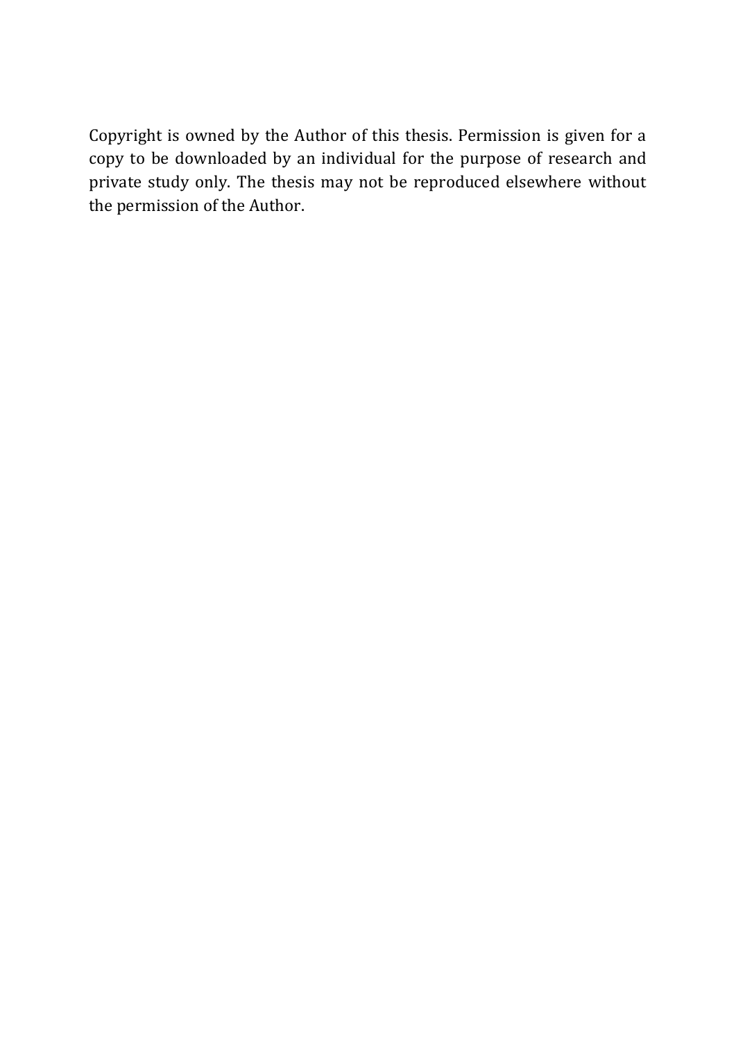Copyright is owned by the Author of this thesis. Permission is given for a copy to be downloaded by an individual for the purpose of research and private study only. The thesis may not be reproduced elsewhere without the permission of the Author.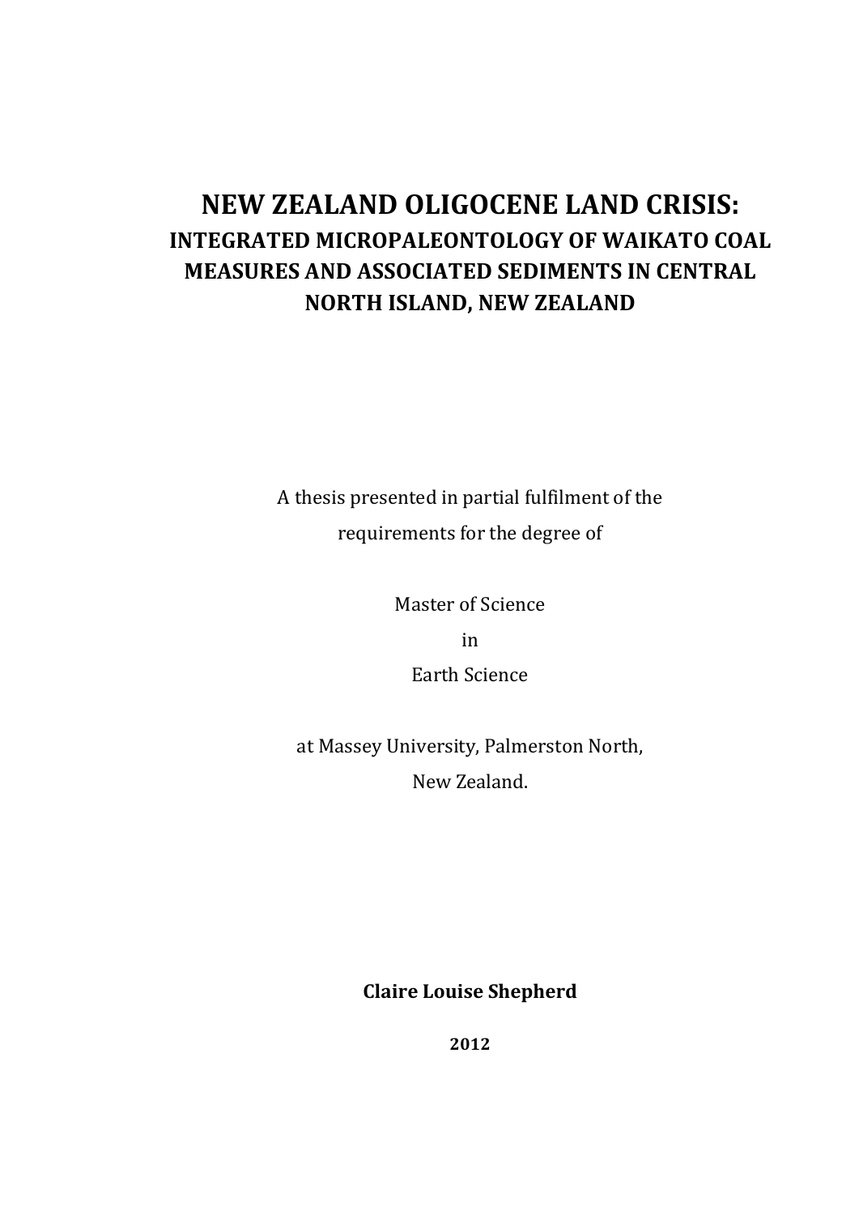# NEW ZEALAND OLIGOCENE LAND CRISIS:

## INTEGRATED MICROPALEONTOLOGY OF WAIKATO COAL MEASURES AND ASSOCIATED SEDIMENTS IN CENTRAL NORTH ISLAND, NEW ZEALAND

A thesis presented in partial fulfilment of the requirements for the degree of

Master of Science
in
Earth Science

at Massey University, Palmerston North,
New Zealand.

**Claire Louise Shepherd**

**2012**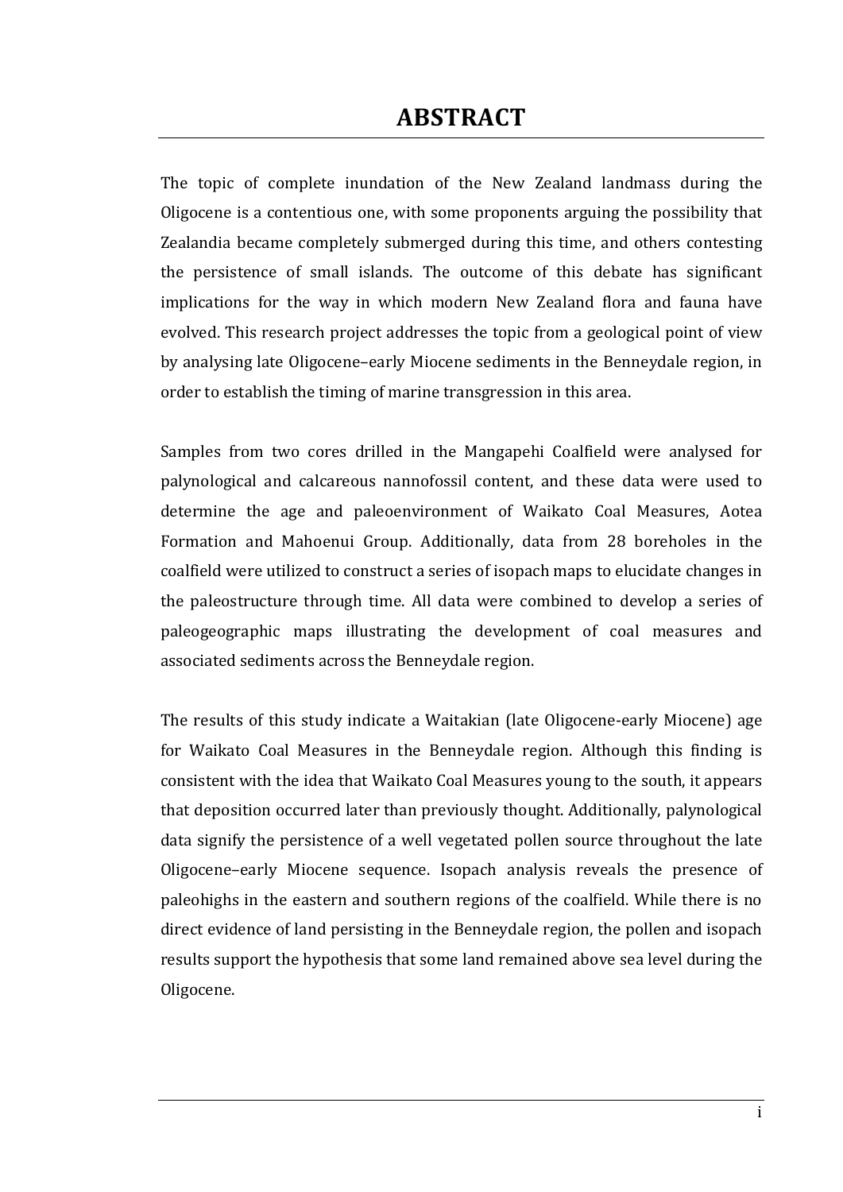# ABSTRACT

The topic of complete inundation of the New Zealand landmass during the Oligocene is a contentious one, with some proponents arguing the possibility that Zealandia became completely submerged during this time, and others contesting the persistence of small islands. The outcome of this debate has significant implications for the way in which modern New Zealand flora and fauna have evolved. This research project addresses the topic from a geological point of view by analysing late Oligocene–early Miocene sediments in the Benneydale region, in order to establish the timing of marine transgression in this area.

Samples from two cores drilled in the Mangapehi Coalfield were analysed for palynological and calcareous nannofossil content, and these data were used to determine the age and paleoenvironment of Waikato Coal Measures, Aotea Formation and Mahoenui Group. Additionally, data from 28 boreholes in the coalfield were utilized to construct a series of isopach maps to elucidate changes in the paleostructure through time. All data were combined to develop a series of paleogeographic maps illustrating the development of coal measures and associated sediments across the Benneydale region.

The results of this study indicate a Waitakian (late Oligocene-early Miocene) age for Waikato Coal Measures in the Benneydale region. Although this finding is consistent with the idea that Waikato Coal Measures young to the south, it appears that deposition occurred later than previously thought. Additionally, palynological data signify the persistence of a well vegetated pollen source throughout the late Oligocene–early Miocene sequence. Isopach analysis reveals the presence of paleohighs in the eastern and southern regions of the coalfield. While there is no direct evidence of land persisting in the Benneydale region, the pollen and isopach results support the hypothesis that some land remained above sea level during the Oligocene.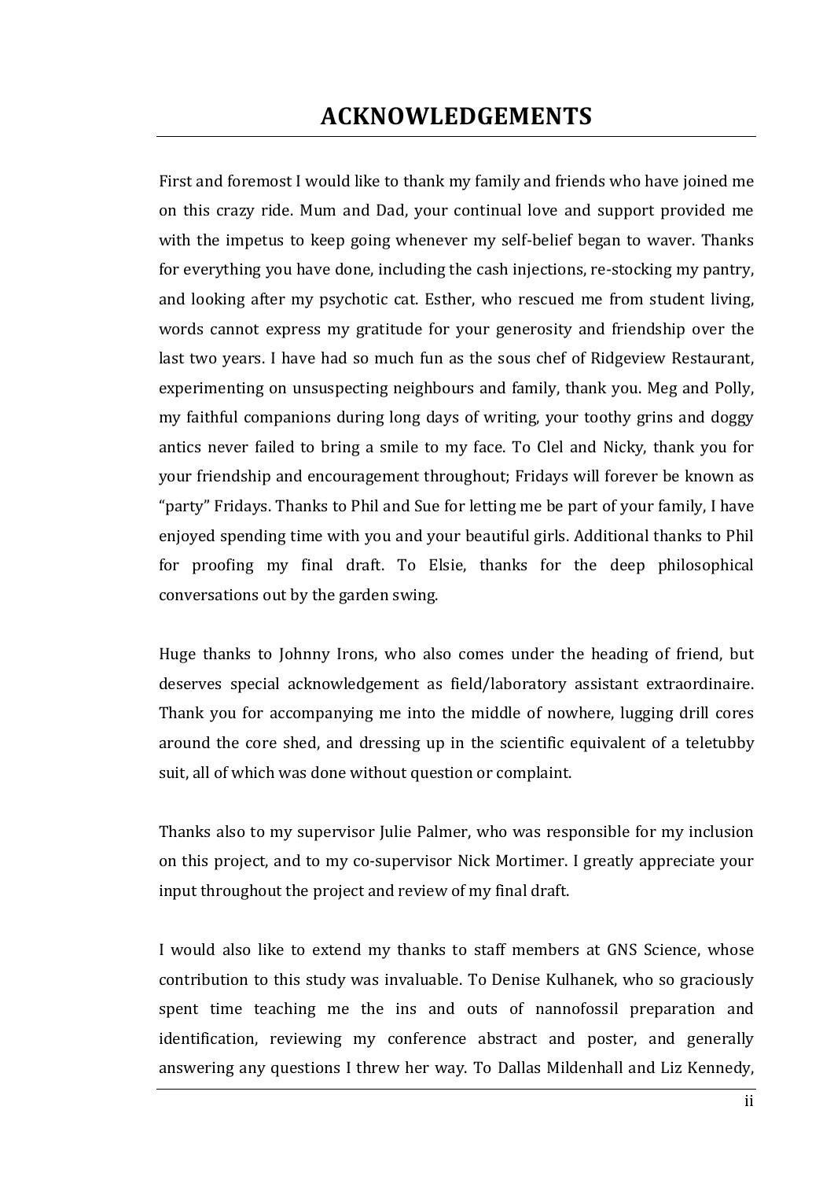# ACKNOWLEDGEMENTS

First and foremost I would like to thank my family and friends who have joined me on this crazy ride. Mum and Dad, your continual love and support provided me with the impetus to keep going whenever my self-belief began to waver. Thanks for everything you have done, including the cash injections, re-stocking my pantry, and looking after my psychotic cat. Esther, who rescued me from student living, words cannot express my gratitude for your generosity and friendship over the last two years. I have had so much fun as the sous chef of Ridgeview Restaurant, experimenting on unsuspecting neighbours and family, thank you. Meg and Polly, my faithful companions during long days of writing, your toothy grins and doggy antics never failed to bring a smile to my face. To Clel and Nicky, thank you for your friendship and encouragement throughout; Fridays will forever be known as "party" Fridays. Thanks to Phil and Sue for letting me be part of your family, I have enjoyed spending time with you and your beautiful girls. Additional thanks to Phil for proofing my final draft. To Elsie, thanks for the deep philosophical conversations out by the garden swing.

Huge thanks to Johnny Irons, who also comes under the heading of friend, but deserves special acknowledgement as field/laboratory assistant extraordinaire. Thank you for accompanying me into the middle of nowhere, lugging drill cores around the core shed, and dressing up in the scientific equivalent of a teletubby suit, all of which was done without question or complaint.

Thanks also to my supervisor Julie Palmer, who was responsible for my inclusion on this project, and to my co-supervisor Nick Mortimer. I greatly appreciate your input throughout the project and review of my final draft.

I would also like to extend my thanks to staff members at GNS Science, whose contribution to this study was invaluable. To Denise Kulhanek, who so graciously spent time teaching me the ins and outs of nannofossil preparation and identification, reviewing my conference abstract and poster, and generally answering any questions I threw her way. To Dallas Mildenhall and Liz Kennedy,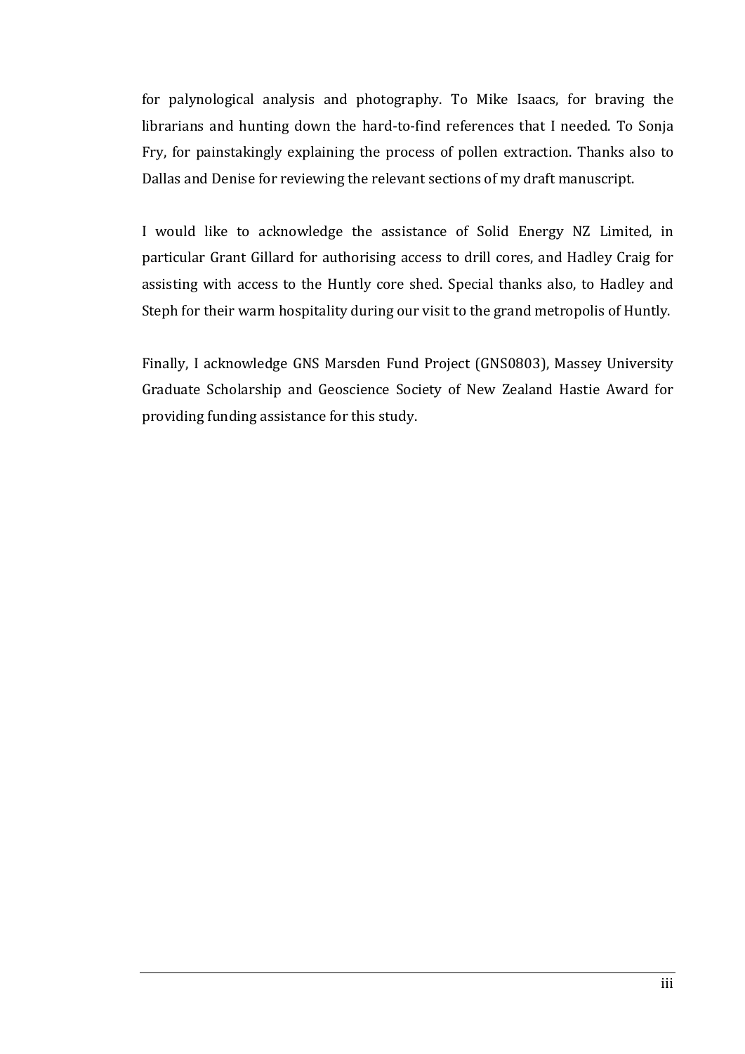for palynological analysis and photography. To Mike Isaacs, for braving the librarians and hunting down the hard-to-find references that I needed. To Sonja Fry, for painstakingly explaining the process of pollen extraction. Thanks also to Dallas and Denise for reviewing the relevant sections of my draft manuscript.

I would like to acknowledge the assistance of Solid Energy NZ Limited, in particular Grant Gillard for authorising access to drill cores, and Hadley Craig for assisting with access to the Huntly core shed. Special thanks also, to Hadley and Steph for their warm hospitality during our visit to the grand metropolis of Huntly.

Finally, I acknowledge GNS Marsden Fund Project (GNS0803), Massey University Graduate Scholarship and Geoscience Society of New Zealand Hastie Award for providing funding assistance for this study.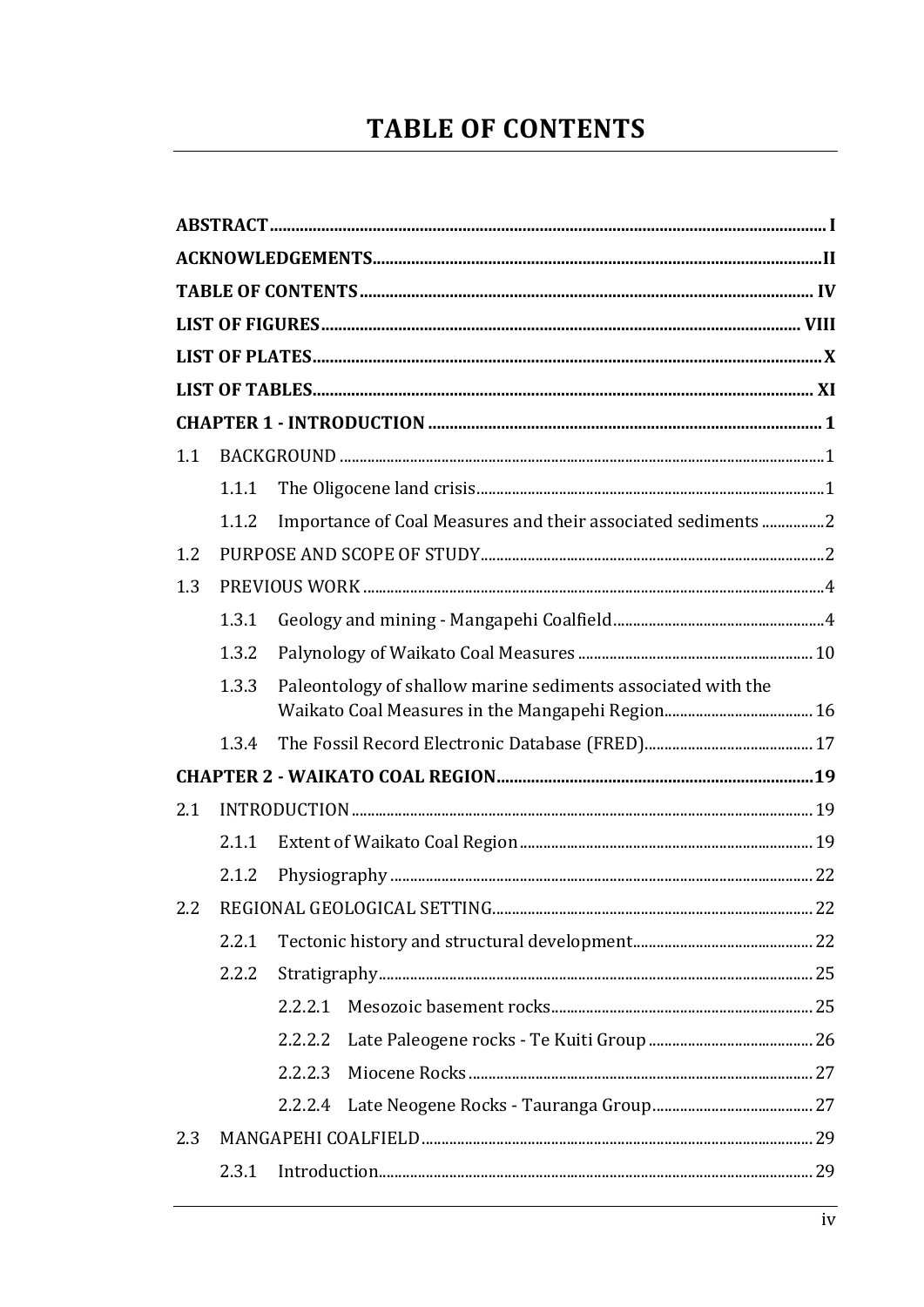# TABLE OF CONTENTS

**ABSTRACT** .......... **I**

**ACKNOWLEDGEMENTS** .......... **II**

**TABLE OF CONTENTS** .......... **IV**

**LIST OF FIGURES** .......... **VIII**

**LIST OF PLATES** .......... **X**

**LIST OF TABLES** .......... **XI**

**CHAPTER 1 - INTRODUCTION** .......... **1**

1.1 BACKGROUND .......... 1

- 1.1.1 The Oligocene land crisis .......... 1
- 1.1.2 Importance of Coal Measures and their associated sediments .......... 2

1.2 PURPOSE AND SCOPE OF STUDY .......... 2

1.3 PREVIOUS WORK .......... 4

- 1.3.1 Geology and mining - Mangapehi Coalfield .......... 4
- 1.3.2 Palynology of Waikato Coal Measures .......... 10
- 1.3.3 Paleontology of shallow marine sediments associated with the Waikato Coal Measures in the Mangapehi Region .......... 16
- 1.3.4 The Fossil Record Electronic Database (FRED) .......... 17

**CHAPTER 2 - WAIKATO COAL REGION** .......... **19**

2.1 INTRODUCTION .......... 19

- 2.1.1 Extent of Waikato Coal Region .......... 19
- 2.1.2 Physiography .......... 22

2.2 REGIONAL GEOLOGICAL SETTING .......... 22

- 2.2.1 Tectonic history and structural development .......... 22
- 2.2.2 Stratigraphy .......... 25
  - 2.2.2.1 Mesozoic basement rocks .......... 25
  - 2.2.2.2 Late Paleogene rocks - Te Kuiti Group .......... 26
  - 2.2.2.3 Miocene Rocks .......... 27
  - 2.2.2.4 Late Neogene Rocks - Tauranga Group .......... 27

2.3 MANGAPEHI COALFIELD .......... 29

- 2.3.1 Introduction .......... 29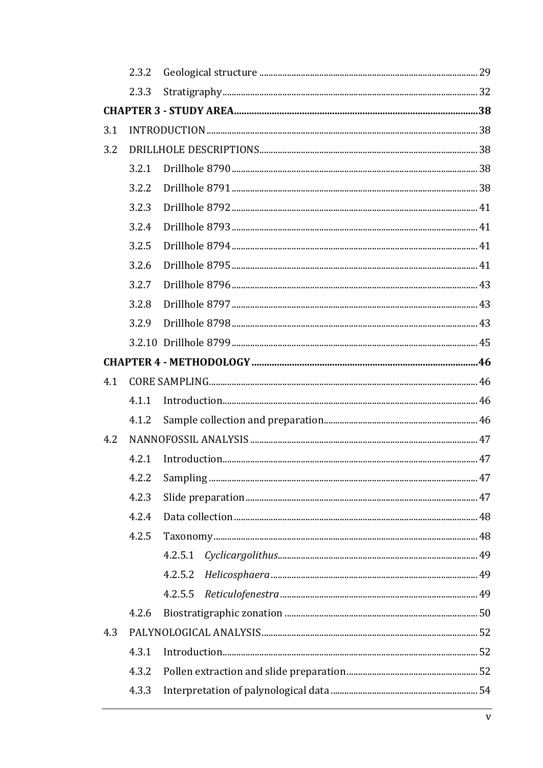2.3.2 Geological structure ..... 29

2.3.3 Stratigraphy ..... 32

**CHAPTER 3 - STUDY AREA ..... 38**

3.1 INTRODUCTION ..... 38

3.2 DRILLHOLE DESCRIPTIONS ..... 38

3.2.1 Drillhole 8790 ..... 38

3.2.2 Drillhole 8791 ..... 38

3.2.3 Drillhole 8792 ..... 41

3.2.4 Drillhole 8793 ..... 41

3.2.5 Drillhole 8794 ..... 41

3.2.6 Drillhole 8795 ..... 41

3.2.7 Drillhole 8796 ..... 43

3.2.8 Drillhole 8797 ..... 43

3.2.9 Drillhole 8798 ..... 43

3.2.10 Drillhole 8799 ..... 45

**CHAPTER 4 - METHODOLOGY ..... 46**

4.1 CORE SAMPLING ..... 46

4.1.1 Introduction ..... 46

4.1.2 Sample collection and preparation ..... 46

4.2 NANNOFOSSIL ANALYSIS ..... 47

4.2.1 Introduction ..... 47

4.2.2 Sampling ..... 47

4.2.3 Slide preparation ..... 47

4.2.4 Data collection ..... 48

4.2.5 Taxonomy ..... 48

4.2.5.1 *Cyclicargolithus* ..... 49

4.2.5.2 *Helicosphaera* ..... 49

4.2.5.5 *Reticulofenestra* ..... 49

4.2.6 Biostratigraphic zonation ..... 50

4.3 PALYNOLOGICAL ANALYSIS ..... 52

4.3.1 Introduction ..... 52

4.3.2 Pollen extraction and slide preparation ..... 52

4.3.3 Interpretation of palynological data ..... 54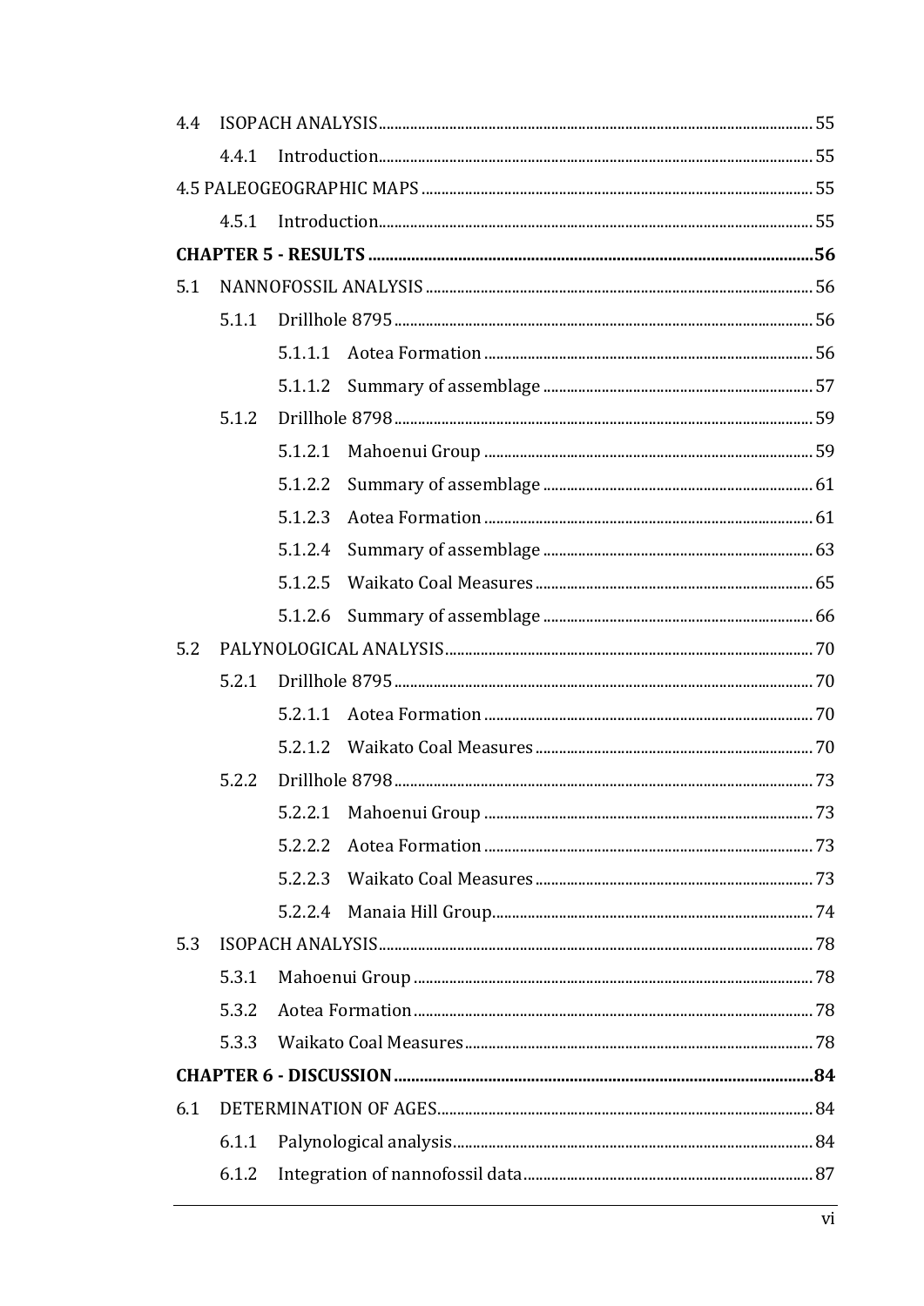| | | |
|---|---|---|
| 4.4 | ISOPACH ANALYSIS | 55 |
| | 4.4.1 Introduction | 55 |
| 4.5 PALEOGEOGRAPHIC MAPS | | 55 |
| | 4.5.1 Introduction | 55 |
| **CHAPTER 5 - RESULTS** | | **56** |
| 5.1 | NANNOFOSSIL ANALYSIS | 56 |
| | 5.1.1 Drillhole 8795 | 56 |
| | 5.1.1.1 Aotea Formation | 56 |
| | 5.1.1.2 Summary of assemblage | 57 |
| | 5.1.2 Drillhole 8798 | 59 |
| | 5.1.2.1 Mahoenui Group | 59 |
| | 5.1.2.2 Summary of assemblage | 61 |
| | 5.1.2.3 Aotea Formation | 61 |
| | 5.1.2.4 Summary of assemblage | 63 |
| | 5.1.2.5 Waikato Coal Measures | 65 |
| | 5.1.2.6 Summary of assemblage | 66 |
| 5.2 | PALYNOLOGICAL ANALYSIS | 70 |
| | 5.2.1 Drillhole 8795 | 70 |
| | 5.2.1.1 Aotea Formation | 70 |
| | 5.2.1.2 Waikato Coal Measures | 70 |
| | 5.2.2 Drillhole 8798 | 73 |
| | 5.2.2.1 Mahoenui Group | 73 |
| | 5.2.2.2 Aotea Formation | 73 |
| | 5.2.2.3 Waikato Coal Measures | 73 |
| | 5.2.2.4 Manaia Hill Group | 74 |
| 5.3 | ISOPACH ANALYSIS | 78 |
| | 5.3.1 Mahoenui Group | 78 |
| | 5.3.2 Aotea Formation | 78 |
| | 5.3.3 Waikato Coal Measures | 78 |
| **CHAPTER 6 - DISCUSSION** | | **84** |
| 6.1 | DETERMINATION OF AGES | 84 |
| | 6.1.1 Palynological analysis | 84 |
| | 6.1.2 Integration of nannofossil data | 87 |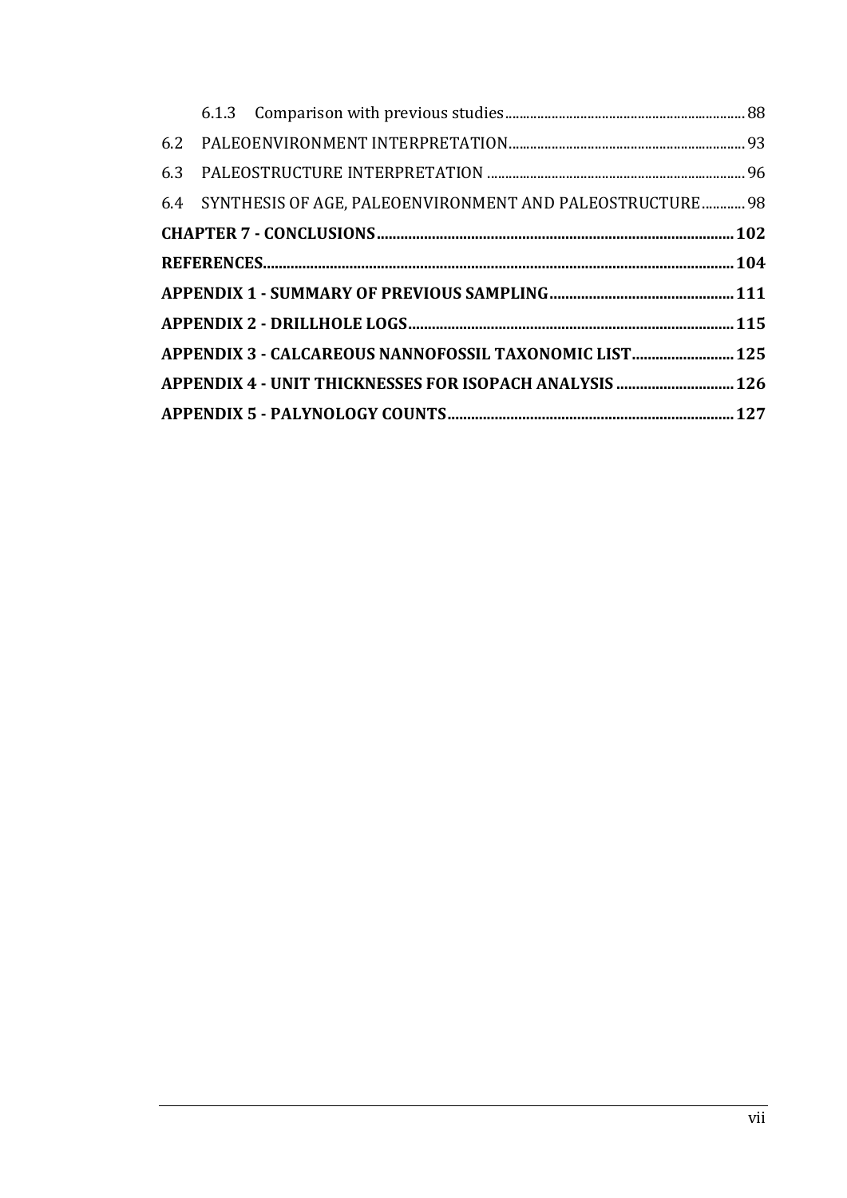6.1.3 Comparison with previous studies ... 88

6.2 PALEOENVIRONMENT INTERPRETATION ... 93

6.3 PALEOSTRUCTURE INTERPRETATION ... 96

6.4 SYNTHESIS OF AGE, PALEOENVIRONMENT AND PALEOSTRUCTURE ... 98

**CHAPTER 7 - CONCLUSIONS ... 102**

**REFERENCES ... 104**

**APPENDIX 1 - SUMMARY OF PREVIOUS SAMPLING ... 111**

**APPENDIX 2 - DRILLHOLE LOGS ... 115**

**APPENDIX 3 - CALCAREOUS NANNOFOSSIL TAXONOMIC LIST ... 125**

**APPENDIX 4 - UNIT THICKNESSES FOR ISOPACH ANALYSIS ... 126**

**APPENDIX 5 - PALYNOLOGY COUNTS ... 127**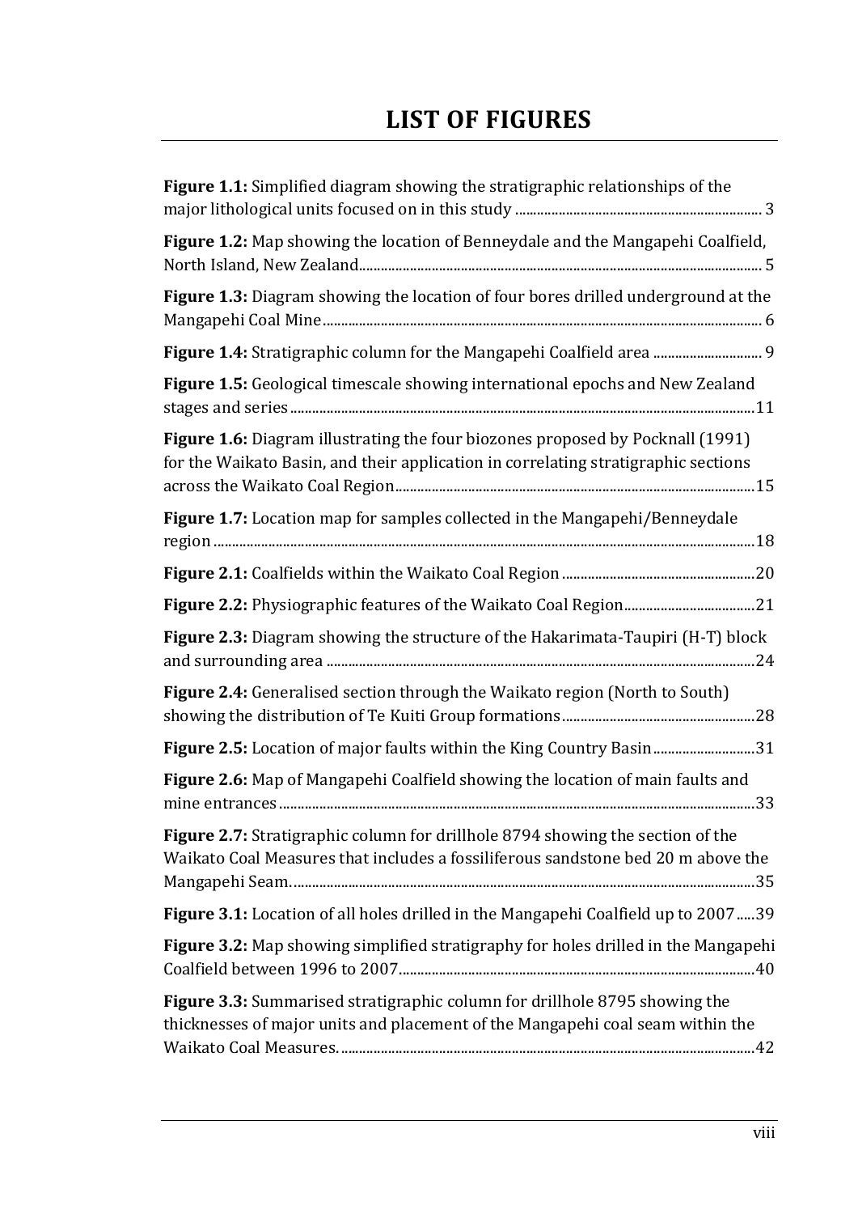# LIST OF FIGURES

**Figure 1.1:** Simplified diagram showing the stratigraphic relationships of the major lithological units focused on in this study ........ 3

**Figure 1.2:** Map showing the location of Benneydale and the Mangapehi Coalfield, North Island, New Zealand........ 5

**Figure 1.3:** Diagram showing the location of four bores drilled underground at the Mangapehi Coal Mine........ 6

**Figure 1.4:** Stratigraphic column for the Mangapehi Coalfield area ........ 9

**Figure 1.5:** Geological timescale showing international epochs and New Zealand stages and series........ 11

**Figure 1.6:** Diagram illustrating the four biozones proposed by Pocknall (1991) for the Waikato Basin, and their application in correlating stratigraphic sections across the Waikato Coal Region........ 15

**Figure 1.7:** Location map for samples collected in the Mangapehi/Benneydale region........ 18

**Figure 2.1:** Coalfields within the Waikato Coal Region........ 20

**Figure 2.2:** Physiographic features of the Waikato Coal Region........ 21

**Figure 2.3:** Diagram showing the structure of the Hakarimata-Taupiri (H-T) block and surrounding area........ 24

**Figure 2.4:** Generalised section through the Waikato region (North to South) showing the distribution of Te Kuiti Group formations........ 28

**Figure 2.5:** Location of major faults within the King Country Basin........ 31

**Figure 2.6:** Map of Mangapehi Coalfield showing the location of main faults and mine entrances........ 33

**Figure 2.7:** Stratigraphic column for drillhole 8794 showing the section of the Waikato Coal Measures that includes a fossiliferous sandstone bed 20 m above the Mangapehi Seam.........35

**Figure 3.1:** Location of all holes drilled in the Mangapehi Coalfield up to 2007........ 39

**Figure 3.2:** Map showing simplified stratigraphy for holes drilled in the Mangapehi Coalfield between 1996 to 2007........ 40

**Figure 3.3:** Summarised stratigraphic column for drillhole 8795 showing the thicknesses of major units and placement of the Mangapehi coal seam within the Waikato Coal Measures........ 42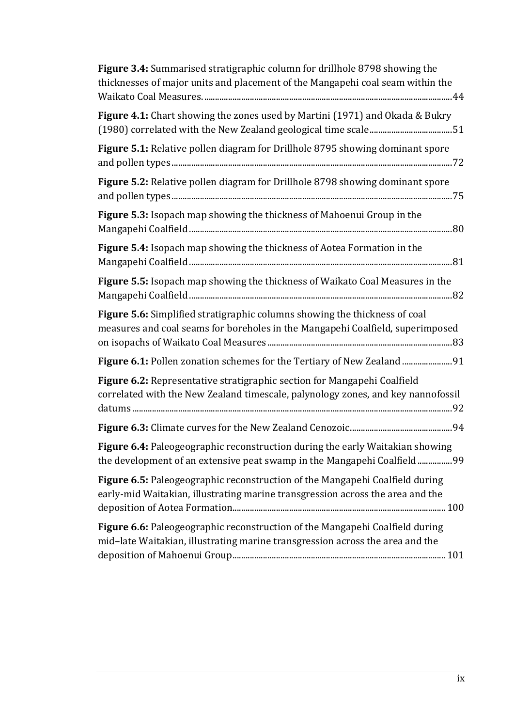**Figure 3.4:** Summarised stratigraphic column for drillhole 8798 showing the thicknesses of major units and placement of the Mangapehi coal seam within the Waikato Coal Measures. ....................................................................................................................44

**Figure 4.1:** Chart showing the zones used by Martini (1971) and Okada & Bukry (1980) correlated with the New Zealand geological time scale......................................51

**Figure 5.1:** Relative pollen diagram for Drillhole 8795 showing dominant spore and pollen types..................................................................................................................72

**Figure 5.2:** Relative pollen diagram for Drillhole 8798 showing dominant spore and pollen types..................................................................................................................75

**Figure 5.3:** Isopach map showing the thickness of Mahoenui Group in the Mangapehi Coalfield.........................................................................................................80

**Figure 5.4:** Isopach map showing the thickness of Aotea Formation in the Mangapehi Coalfield.........................................................................................................81

**Figure 5.5:** Isopach map showing the thickness of Waikato Coal Measures in the Mangapehi Coalfield.........................................................................................................82

**Figure 5.6:** Simplified stratigraphic columns showing the thickness of coal measures and coal seams for boreholes in the Mangapehi Coalfield, superimposed on isopachs of Waikato Coal Measures.....................................................................................83

**Figure 6.1:** Pollen zonation schemes for the Tertiary of New Zealand .......................91

**Figure 6.2:** Representative stratigraphic section for Mangapehi Coalfield correlated with the New Zealand timescale, palynology zones, and key nannofossil datums...................................................................................................................................92

**Figure 6.3:** Climate curves for the New Zealand Cenozoic...............................................94

**Figure 6.4:** Paleogeographic reconstruction during the early Waitakian showing the development of an extensive peat swamp in the Mangapehi Coalfield ................99

**Figure 6.5:** Paleogeographic reconstruction of the Mangapehi Coalfield during early-mid Waitakian, illustrating marine transgression across the area and the deposition of Aotea Formation.................................................................................................. 100

**Figure 6.6:** Paleogeographic reconstruction of the Mangapehi Coalfield during mid–late Waitakian, illustrating marine transgression across the area and the deposition of Mahoenui Group.................................................................................................. 101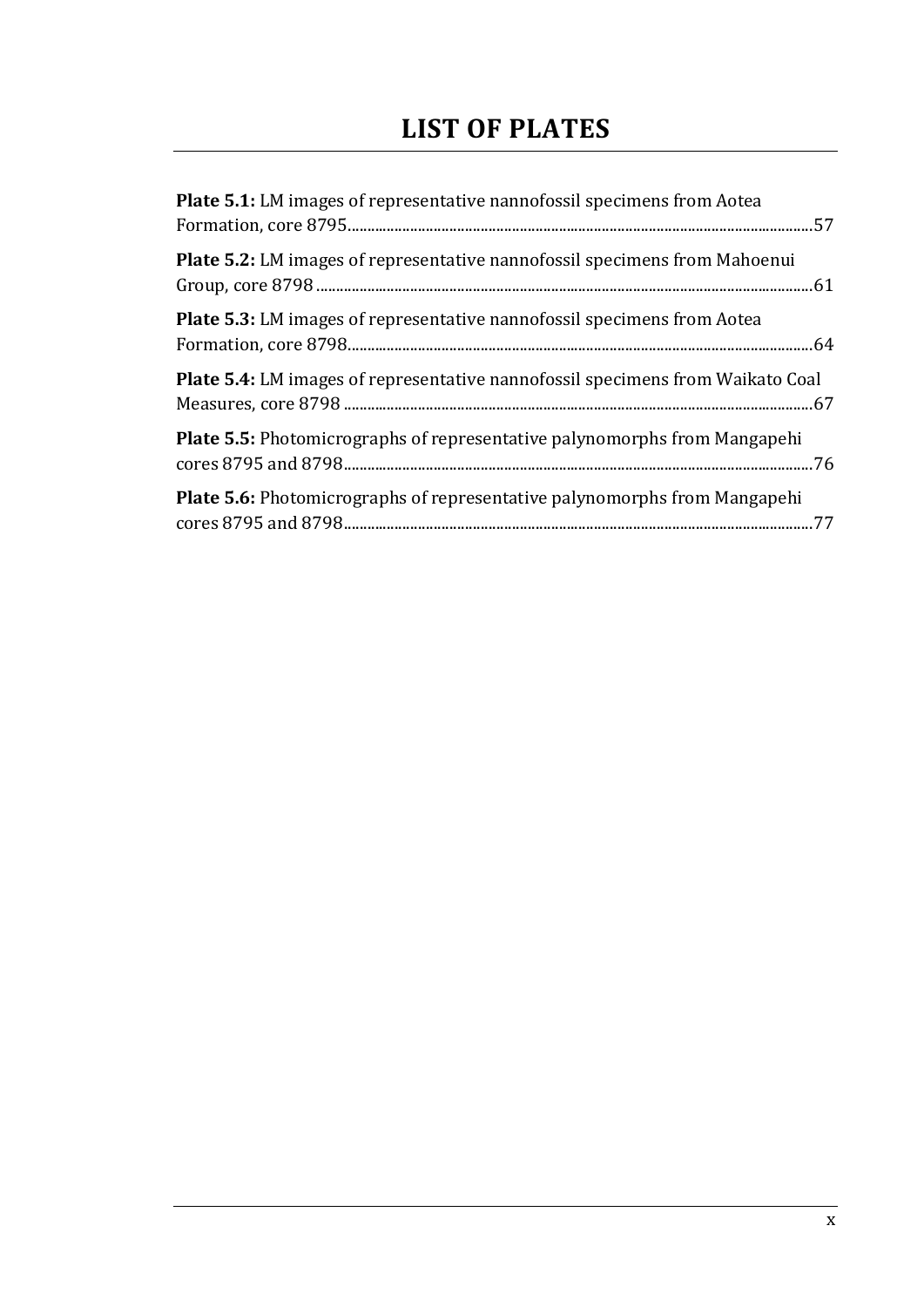# LIST OF PLATES

**Plate 5.1:** LM images of representative nannofossil specimens from Aotea Formation, core 8795 ....... 57

**Plate 5.2:** LM images of representative nannofossil specimens from Mahoenui Group, core 8798 ....... 61

**Plate 5.3:** LM images of representative nannofossil specimens from Aotea Formation, core 8798 ....... 64

**Plate 5.4:** LM images of representative nannofossil specimens from Waikato Coal Measures, core 8798 ....... 67

**Plate 5.5:** Photomicrographs of representative palynomorphs from Mangapehi cores 8795 and 8798 ....... 76

**Plate 5.6:** Photomicrographs of representative palynomorphs from Mangapehi cores 8795 and 8798 ....... 77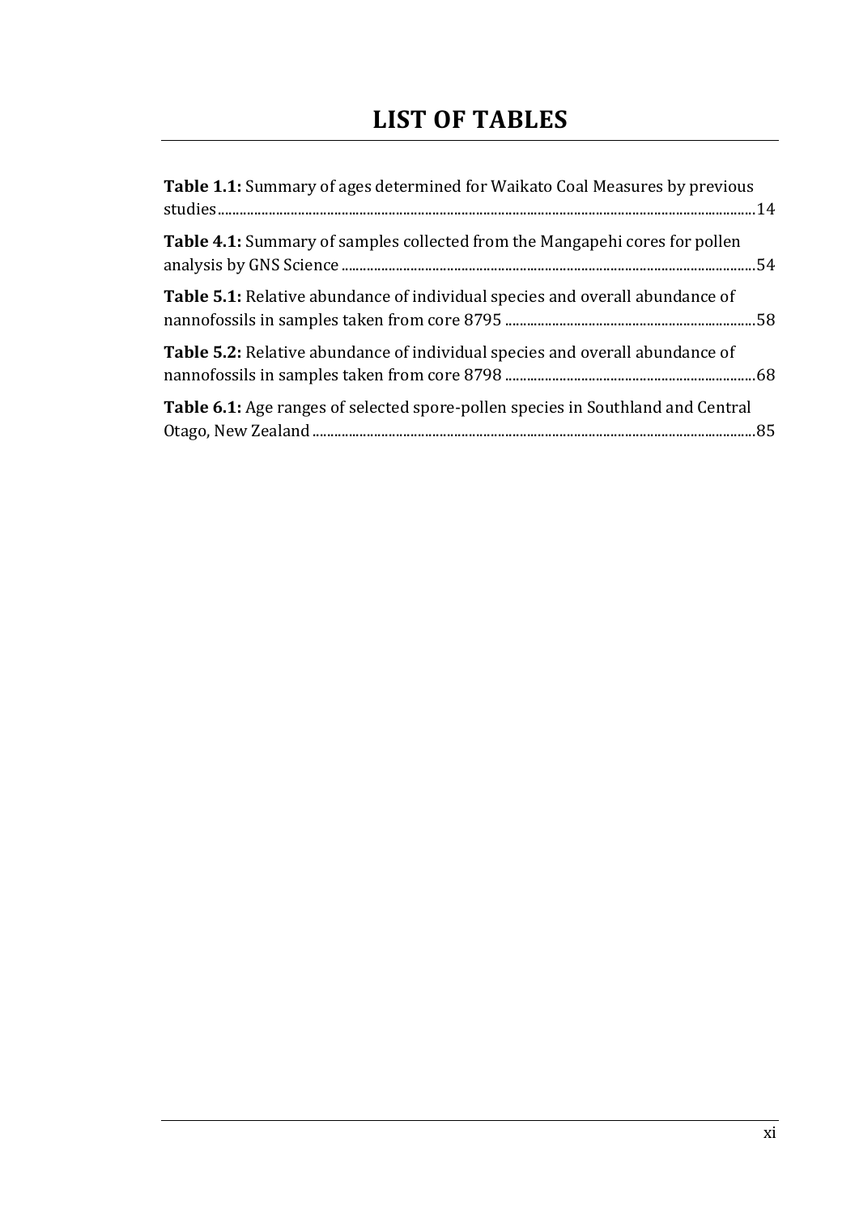# LIST OF TABLES

**Table 1.1:** Summary of ages determined for Waikato Coal Measures by previous studies ....................................................................................................14

**Table 4.1:** Summary of samples collected from the Mangapehi cores for pollen analysis by GNS Science ....................................................................................54

**Table 5.1:** Relative abundance of individual species and overall abundance of nannofossils in samples taken from core 8795 ........................................................58

**Table 5.2:** Relative abundance of individual species and overall abundance of nannofossils in samples taken from core 8798 ........................................................68

**Table 6.1:** Age ranges of selected spore-pollen species in Southland and Central Otago, New Zealand ...........................................................................................85